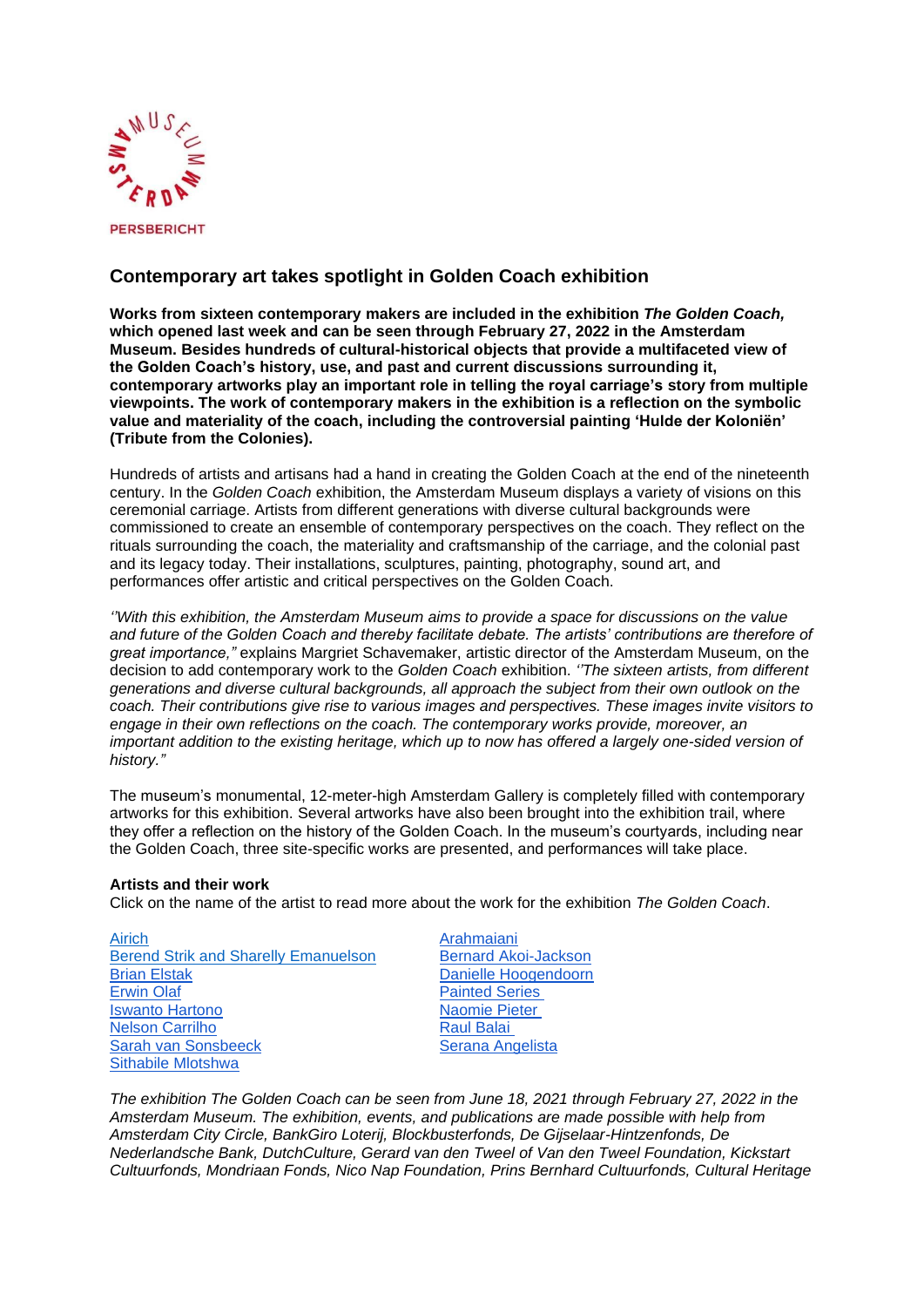PERSBERICHT

## Contemporary art takes spotlight in Golden Coach exhibition

**Works from sixteen contemporary makers are included in the exhibition *The Golden Coach,* which opened last week and can be seen through February 27, 2022 in the Amsterdam Museum. Besides hundreds of cultural-historical objects that provide a multifaceted view of the Golden Coach's history, use, and past and current discussions surrounding it, contemporary artworks play an important role in telling the royal carriage's story from multiple viewpoints. The work of contemporary makers in the exhibition is a reflection on the symbolic value and materiality of the coach, including the controversial painting 'Hulde der Koloniën' (Tribute from the Colonies).**

Hundreds of artists and artisans had a hand in creating the Golden Coach at the end of the nineteenth century. In the *Golden Coach* exhibition, the Amsterdam Museum displays a variety of visions on this ceremonial carriage. Artists from different generations with diverse cultural backgrounds were commissioned to create an ensemble of contemporary perspectives on the coach. They reflect on the rituals surrounding the coach, the materiality and craftsmanship of the carriage, and the colonial past and its legacy today. Their installations, sculptures, painting, photography, sound art, and performances offer artistic and critical perspectives on the Golden Coach.

*''With this exhibition, the Amsterdam Museum aims to provide a space for discussions on the value and future of the Golden Coach and thereby facilitate debate. The artists' contributions are therefore of great importance,"* explains Margriet Schavemaker, artistic director of the Amsterdam Museum, on the decision to add contemporary work to the *Golden Coach* exhibition. *''The sixteen artists, from different generations and diverse cultural backgrounds, all approach the subject from their own outlook on the coach. Their contributions give rise to various images and perspectives. These images invite visitors to engage in their own reflections on the coach. The contemporary works provide, moreover, an important addition to the existing heritage, which up to now has offered a largely one-sided version of history."*

The museum's monumental, 12-meter-high Amsterdam Gallery is completely filled with contemporary artworks for this exhibition. Several artworks have also been brought into the exhibition trail, where they offer a reflection on the history of the Golden Coach. In the museum's courtyards, including near the Golden Coach, three site-specific works are presented, and performances will take place.

**Artists and their work**
Click on the name of the artist to read more about the work for the exhibition *The Golden Coach*.

- Airich
- Berend Strik and Sharelly Emanuelson
- Brian Elstak
- Erwin Olaf
- Iswanto Hartono
- Nelson Carrilho
- Sarah van Sonsbeeck
- Sithabile Mlotshwa
- Arahmaiani
- Bernard Akoi-Jackson
- Danielle Hoogendoorn
- Painted Series
- Naomie Pieter
- Raul Balai
- Serana Angelista

*The exhibition The Golden Coach can be seen from June 18, 2021 through February 27, 2022 in the Amsterdam Museum. The exhibition, events, and publications are made possible with help from Amsterdam City Circle, BankGiro Loterij, Blockbusterfonds, De Gijselaar-Hintzenfonds, De Nederlandsche Bank, DutchCulture, Gerard van den Tweel of Van den Tweel Foundation, Kickstart Cultuurfonds, Mondriaan Fonds, Nico Nap Foundation, Prins Bernhard Cultuurfonds, Cultural Heritage*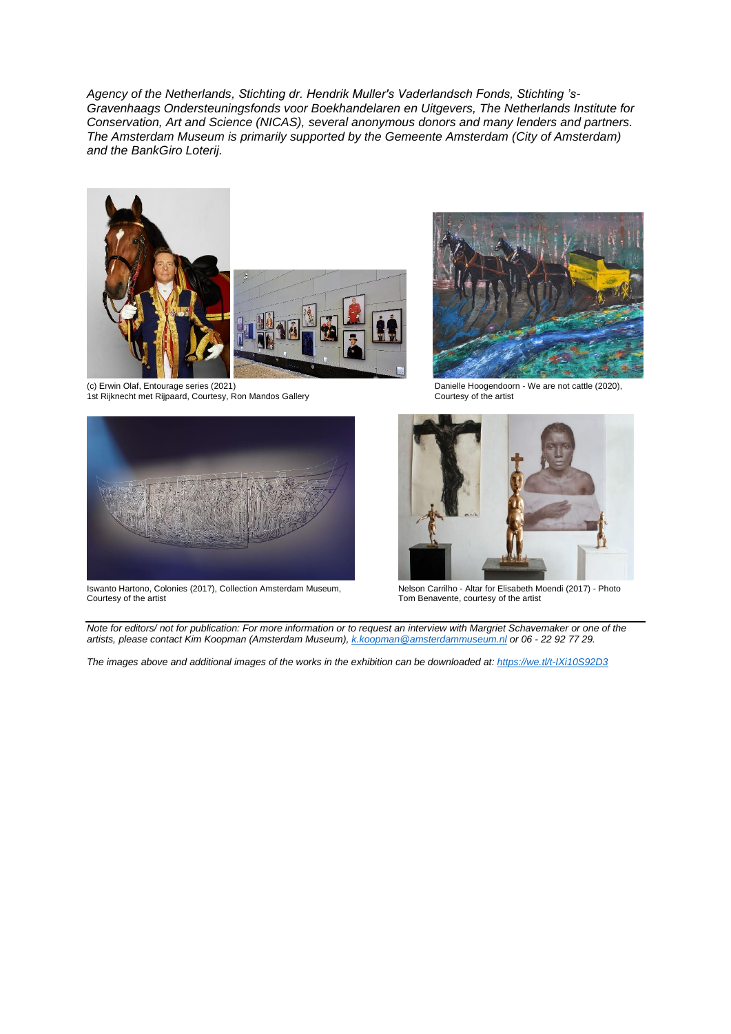*Agency of the Netherlands, Stichting dr. Hendrik Muller's Vaderlandsch Fonds, Stichting 's-Gravenhaags Ondersteuningsfonds voor Boekhandelaren en Uitgevers, The Netherlands Institute for Conservation, Art and Science (NICAS), several anonymous donors and many lenders and partners. The Amsterdam Museum is primarily supported by the Gemeente Amsterdam (City of Amsterdam) and the BankGiro Loterij.*

(c) Erwin Olaf, Entourage series (2021)
1st Rijknecht met Rijpaard, Courtesy, Ron Mandos Gallery

Danielle Hoogendoorn - We are not cattle (2020), Courtesy of the artist

Iswanto Hartono, Colonies (2017), Collection Amsterdam Museum, Courtesy of the artist

Nelson Carrilho - Altar for Elisabeth Moendi (2017) - Photo Tom Benavente, courtesy of the artist

---

*Note for editors/ not for publication: For more information or to request an interview with Margriet Schavemaker or one of the artists, please contact Kim Koopman (Amsterdam Museum), [k.koopman@amsterdammuseum.nl](mailto:k.koopman@amsterdammuseum.nl) or 06 - 22 92 77 29.*

*The images above and additional images of the works in the exhibition can be downloaded at: [https://we.tl/t-IXi10S92D3](https://we.tl/t-IXi10S92D3)*